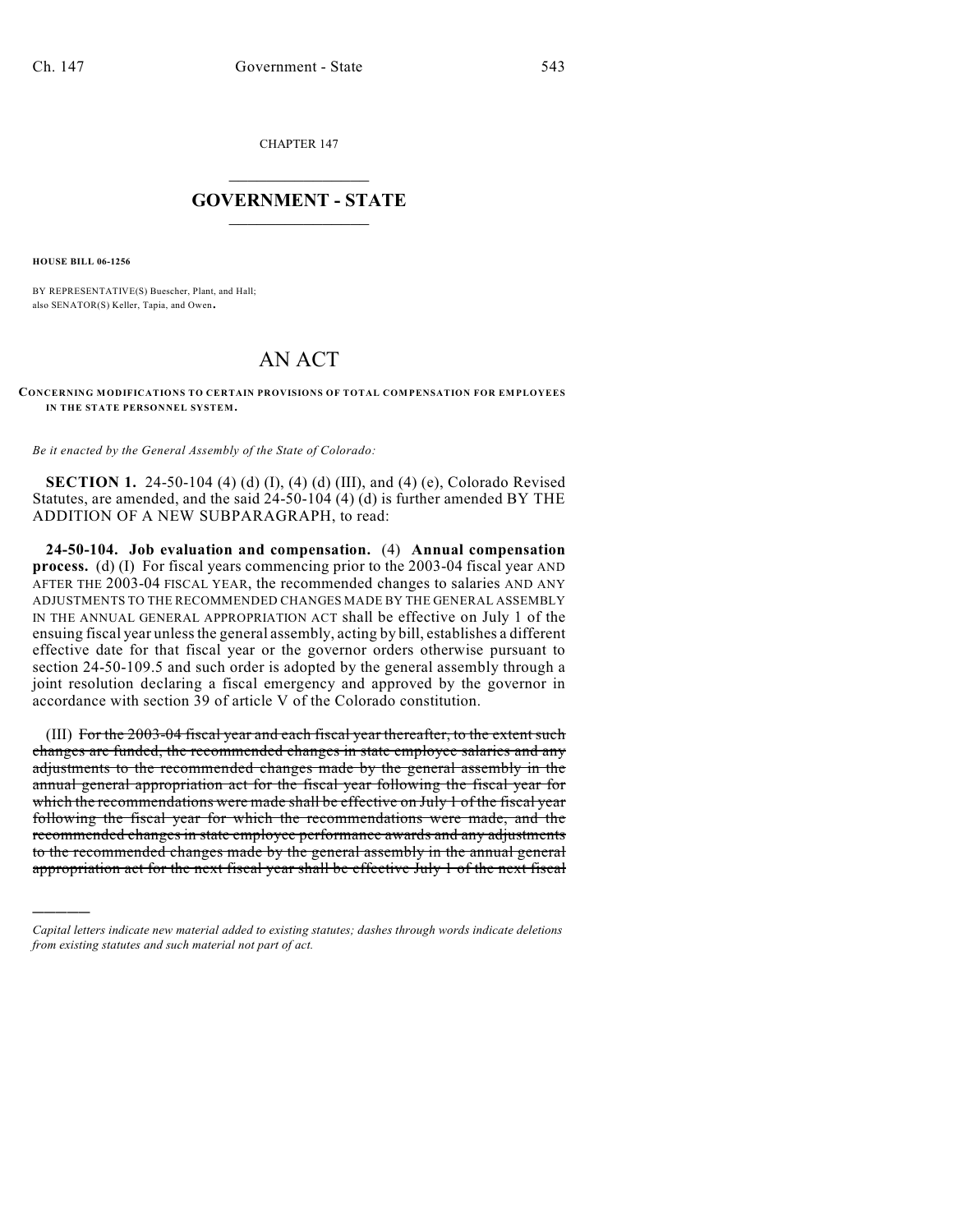CHAPTER 147

# GOVERNMENT - STATE

**HOUSE BILL 06-1256**

BY REPRESENTATIVE(S) Buescher, Plant, and Hall;
also SENATOR(S) Keller, Tapia, and Owen.

# AN ACT

**CONCERNING MODIFICATIONS TO CERTAIN PROVISIONS OF TOTAL COMPENSATION FOR EMPLOYEES IN THE STATE PERSONNEL SYSTEM.**

*Be it enacted by the General Assembly of the State of Colorado:*

**SECTION 1.** 24-50-104 (4) (d) (I), (4) (d) (III), and (4) (e), Colorado Revised Statutes, are amended, and the said 24-50-104 (4) (d) is further amended BY THE ADDITION OF A NEW SUBPARAGRAPH, to read:

**24-50-104. Job evaluation and compensation.** (4) **Annual compensation process.** (d) (I) For fiscal years commencing prior to the 2003-04 fiscal year AND AFTER THE 2003-04 FISCAL YEAR, the recommended changes to salaries AND ANY ADJUSTMENTS TO THE RECOMMENDED CHANGES MADE BY THE GENERAL ASSEMBLY IN THE ANNUAL GENERAL APPROPRIATION ACT shall be effective on July 1 of the ensuing fiscal year unless the general assembly, acting by bill, establishes a different effective date for that fiscal year or the governor orders otherwise pursuant to section 24-50-109.5 and such order is adopted by the general assembly through a joint resolution declaring a fiscal emergency and approved by the governor in accordance with section 39 of article V of the Colorado constitution.

(III) ~~For the 2003-04 fiscal year and each fiscal year thereafter, to the extent such changes are funded, the recommended changes in state employee salaries and any adjustments to the recommended changes made by the general assembly in the annual general appropriation act for the fiscal year following the fiscal year for which the recommendations were made shall be effective on July 1 of the fiscal year following the fiscal year for which the recommendations were made, and the recommended changes in state employee performance awards and any adjustments to the recommended changes made by the general assembly in the annual general appropriation act for the next fiscal year shall be effective July 1 of the next fiscal~~

---

*Capital letters indicate new material added to existing statutes; dashes through words indicate deletions from existing statutes and such material not part of act.*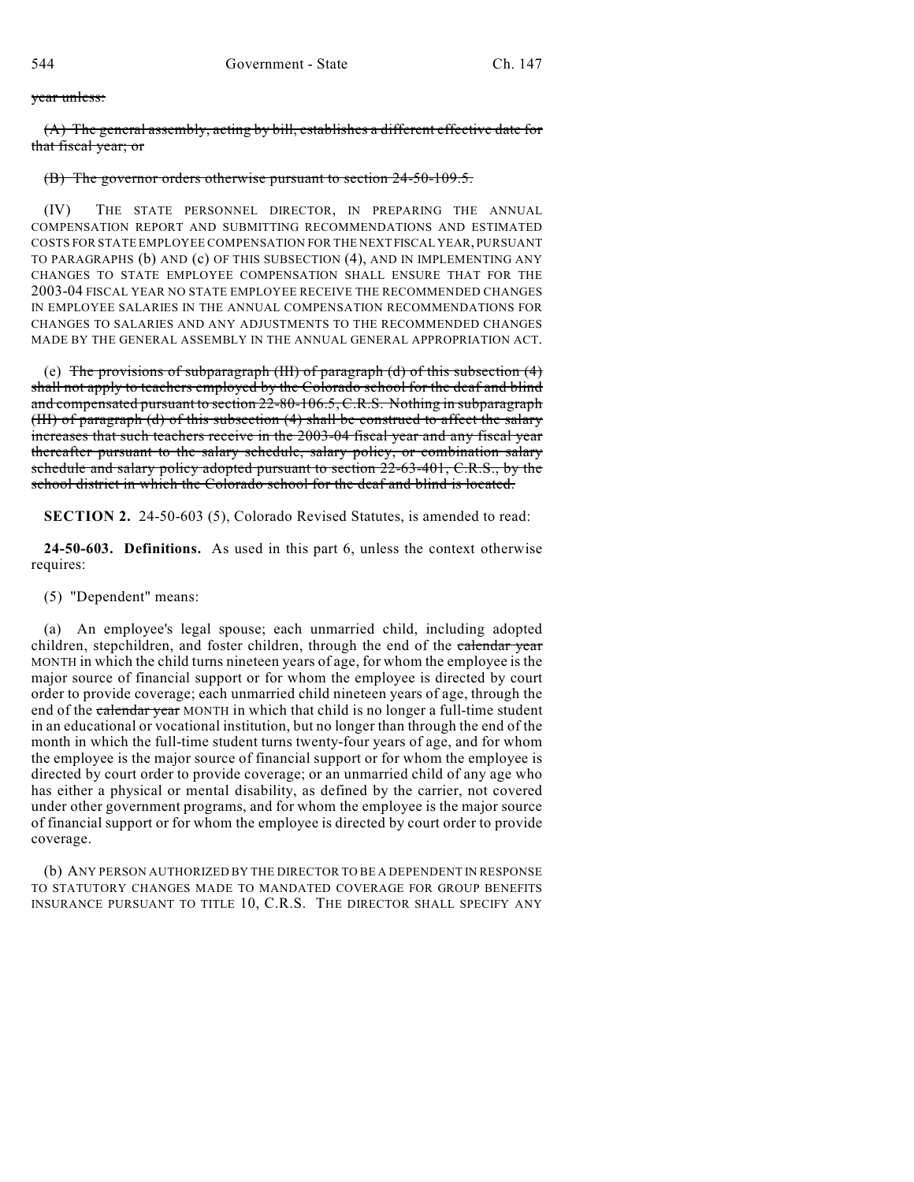~~year unless:~~

~~(A) The general assembly, acting by bill, establishes a different effective date for that fiscal year; or~~

~~(B) The governor orders otherwise pursuant to section 24-50-109.5.~~

(IV) THE STATE PERSONNEL DIRECTOR, IN PREPARING THE ANNUAL COMPENSATION REPORT AND SUBMITTING RECOMMENDATIONS AND ESTIMATED COSTS FOR STATE EMPLOYEE COMPENSATION FOR THE NEXT FISCAL YEAR, PURSUANT TO PARAGRAPHS (b) AND (c) OF THIS SUBSECTION (4), AND IN IMPLEMENTING ANY CHANGES TO STATE EMPLOYEE COMPENSATION SHALL ENSURE THAT FOR THE 2003-04 FISCAL YEAR NO STATE EMPLOYEE RECEIVE THE RECOMMENDED CHANGES IN EMPLOYEE SALARIES IN THE ANNUAL COMPENSATION RECOMMENDATIONS FOR CHANGES TO SALARIES AND ANY ADJUSTMENTS TO THE RECOMMENDED CHANGES MADE BY THE GENERAL ASSEMBLY IN THE ANNUAL GENERAL APPROPRIATION ACT.

(e) ~~The provisions of subparagraph (III) of paragraph (d) of this subsection (4) shall not apply to teachers employed by the Colorado school for the deaf and blind and compensated pursuant to section 22-80-106.5, C.R.S. Nothing in subparagraph (III) of paragraph (d) of this subsection (4) shall be construed to affect the salary increases that such teachers receive in the 2003-04 fiscal year and any fiscal year thereafter pursuant to the salary schedule, salary policy, or combination salary schedule and salary policy adopted pursuant to section 22-63-401, C.R.S., by the school district in which the Colorado school for the deaf and blind is located.~~

**SECTION 2.** 24-50-603 (5), Colorado Revised Statutes, is amended to read:

**24-50-603. Definitions.** As used in this part 6, unless the context otherwise requires:

(5) "Dependent" means:

(a) An employee's legal spouse; each unmarried child, including adopted children, stepchildren, and foster children, through the end of the ~~calendar year~~ MONTH in which the child turns nineteen years of age, for whom the employee is the major source of financial support or for whom the employee is directed by court order to provide coverage; each unmarried child nineteen years of age, through the end of the ~~calendar year~~ MONTH in which that child is no longer a full-time student in an educational or vocational institution, but no longer than through the end of the month in which the full-time student turns twenty-four years of age, and for whom the employee is the major source of financial support or for whom the employee is directed by court order to provide coverage; or an unmarried child of any age who has either a physical or mental disability, as defined by the carrier, not covered under other government programs, and for whom the employee is the major source of financial support or for whom the employee is directed by court order to provide coverage.

(b) ANY PERSON AUTHORIZED BY THE DIRECTOR TO BE A DEPENDENT IN RESPONSE TO STATUTORY CHANGES MADE TO MANDATED COVERAGE FOR GROUP BENEFITS INSURANCE PURSUANT TO TITLE 10, C.R.S. THE DIRECTOR SHALL SPECIFY ANY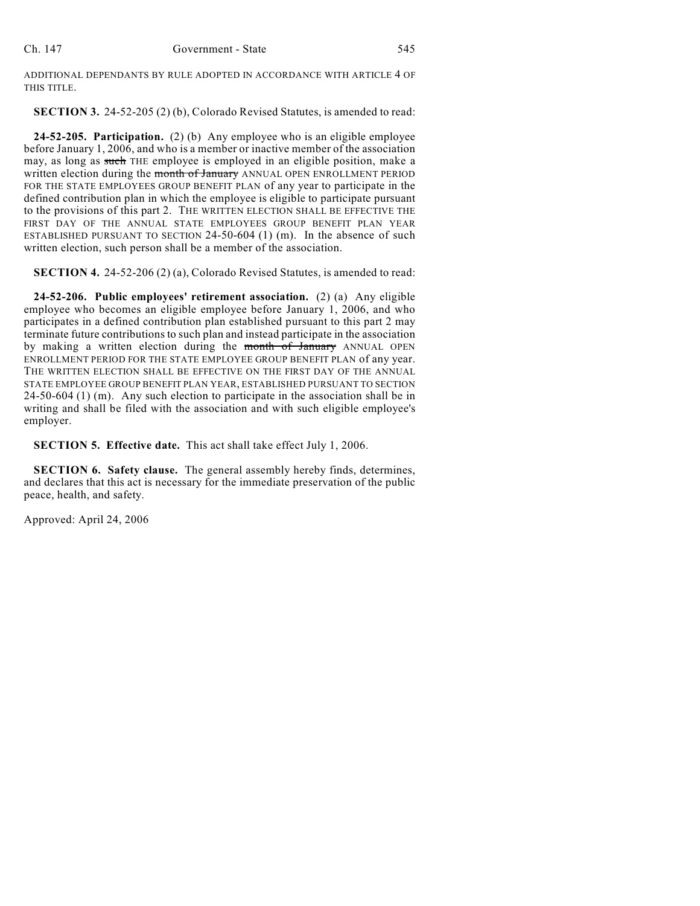ADDITIONAL DEPENDANTS BY RULE ADOPTED IN ACCORDANCE WITH ARTICLE 4 OF THIS TITLE.

**SECTION 3.** 24-52-205 (2) (b), Colorado Revised Statutes, is amended to read:

**24-52-205. Participation.** (2) (b) Any employee who is an eligible employee before January 1, 2006, and who is a member or inactive member of the association may, as long as ~~such~~ THE employee is employed in an eligible position, make a written election during the ~~month of January~~ ANNUAL OPEN ENROLLMENT PERIOD FOR THE STATE EMPLOYEES GROUP BENEFIT PLAN of any year to participate in the defined contribution plan in which the employee is eligible to participate pursuant to the provisions of this part 2. THE WRITTEN ELECTION SHALL BE EFFECTIVE THE FIRST DAY OF THE ANNUAL STATE EMPLOYEES GROUP BENEFIT PLAN YEAR ESTABLISHED PURSUANT TO SECTION 24-50-604 (1) (m). In the absence of such written election, such person shall be a member of the association.

**SECTION 4.** 24-52-206 (2) (a), Colorado Revised Statutes, is amended to read:

**24-52-206. Public employees' retirement association.** (2) (a) Any eligible employee who becomes an eligible employee before January 1, 2006, and who participates in a defined contribution plan established pursuant to this part 2 may terminate future contributions to such plan and instead participate in the association by making a written election during the ~~month of January~~ ANNUAL OPEN ENROLLMENT PERIOD FOR THE STATE EMPLOYEE GROUP BENEFIT PLAN of any year. THE WRITTEN ELECTION SHALL BE EFFECTIVE ON THE FIRST DAY OF THE ANNUAL STATE EMPLOYEE GROUP BENEFIT PLAN YEAR, ESTABLISHED PURSUANT TO SECTION 24-50-604 (1) (m). Any such election to participate in the association shall be in writing and shall be filed with the association and with such eligible employee's employer.

**SECTION 5. Effective date.** This act shall take effect July 1, 2006.

**SECTION 6. Safety clause.** The general assembly hereby finds, determines, and declares that this act is necessary for the immediate preservation of the public peace, health, and safety.

Approved: April 24, 2006